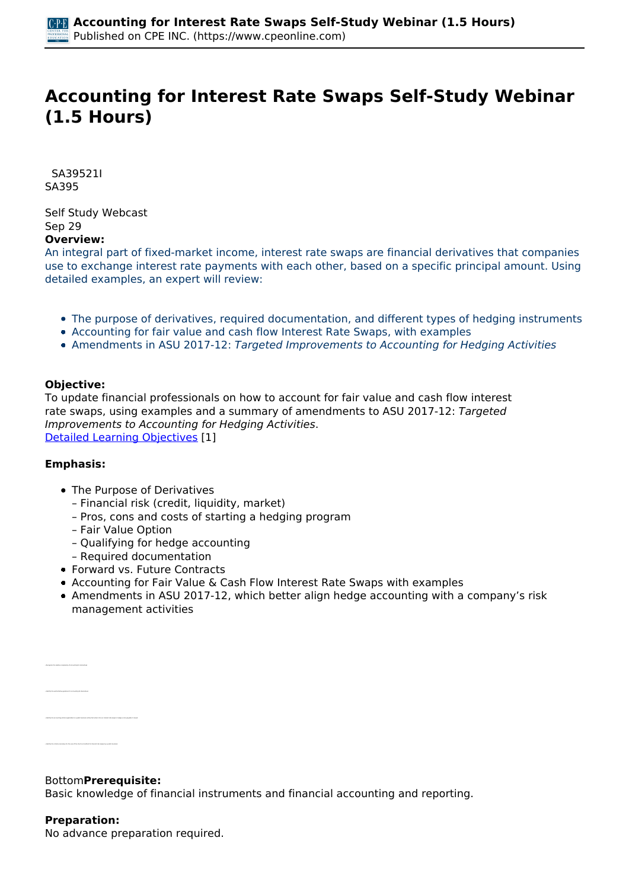# Accounting for Interest Rate Swaps Self-Study Webinar (1.5 Hours)

SA39521I
SA395

Self Study Webcast
Sep 29

**Overview:**

An integral part of fixed-market income, interest rate swaps are financial derivatives that companies use to exchange interest rate payments with each other, based on a specific principal amount. Using detailed examples, an expert will review:

- The purpose of derivatives, required documentation, and different types of hedging instruments
- Accounting for fair value and cash flow Interest Rate Swaps, with examples
- Amendments in ASU 2017-12: *Targeted Improvements to Accounting for Hedging Activities*

**Objective:**

To update financial professionals on how to account for fair value and cash flow interest rate swaps, using examples and a summary of amendments to ASU 2017-12: *Targeted Improvements to Accounting for Hedging Activities*.
Detailed Learning Objectives [1]

**Emphasis:**

- The Purpose of Derivatives
  – Financial risk (credit, liquidity, market)
  – Pros, cons and costs of starting a hedging program
  – Fair Value Option
  – Qualifying for hedge accounting
  – Required documentation
- Forward vs. Future Contracts
- Accounting for Fair Value & Cash Flow Interest Rate Swaps with examples
- Amendments in ASU 2017-12, which better align hedge accounting with a company's risk management activities

Bottom**Prerequisite:**
Basic knowledge of financial instruments and financial accounting and reporting.

**Preparation:**
No advance preparation required.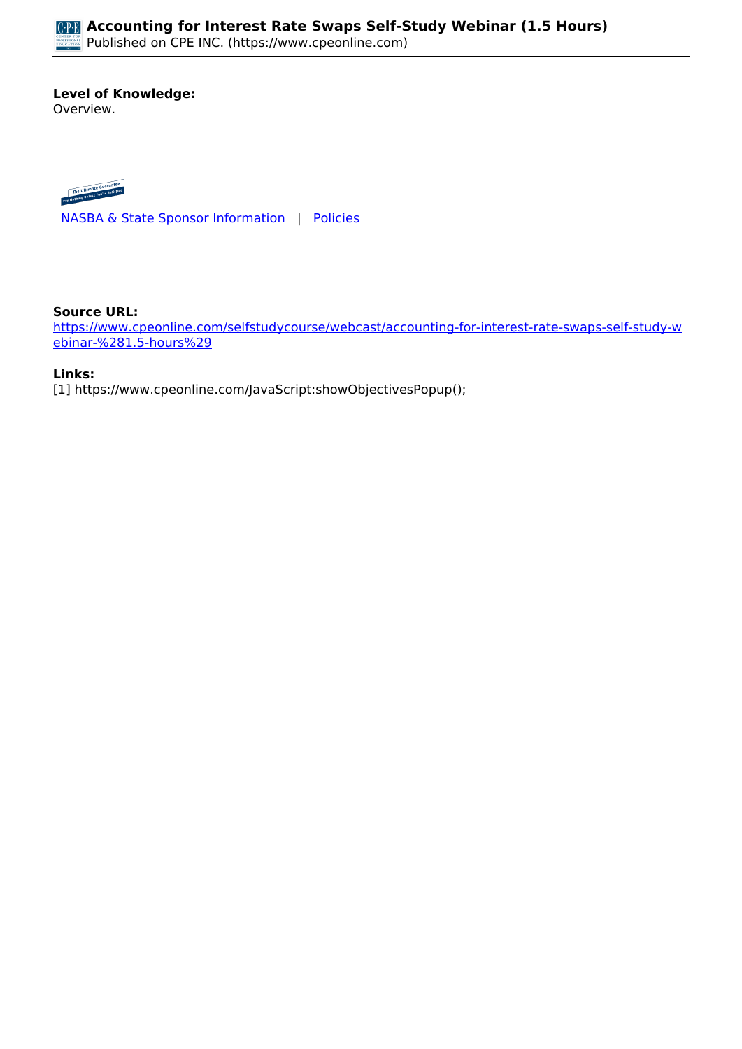**Level of Knowledge:**
Overview.

NASBA & State Sponsor Information | Policies

**Source URL:**
https://www.cpeonline.com/selfstudycourse/webcast/accounting-for-interest-rate-swaps-self-study-webinar-%281.5-hours%29

**Links:**
[1] https://www.cpeonline.com/JavaScript:showObjectivesPopup();